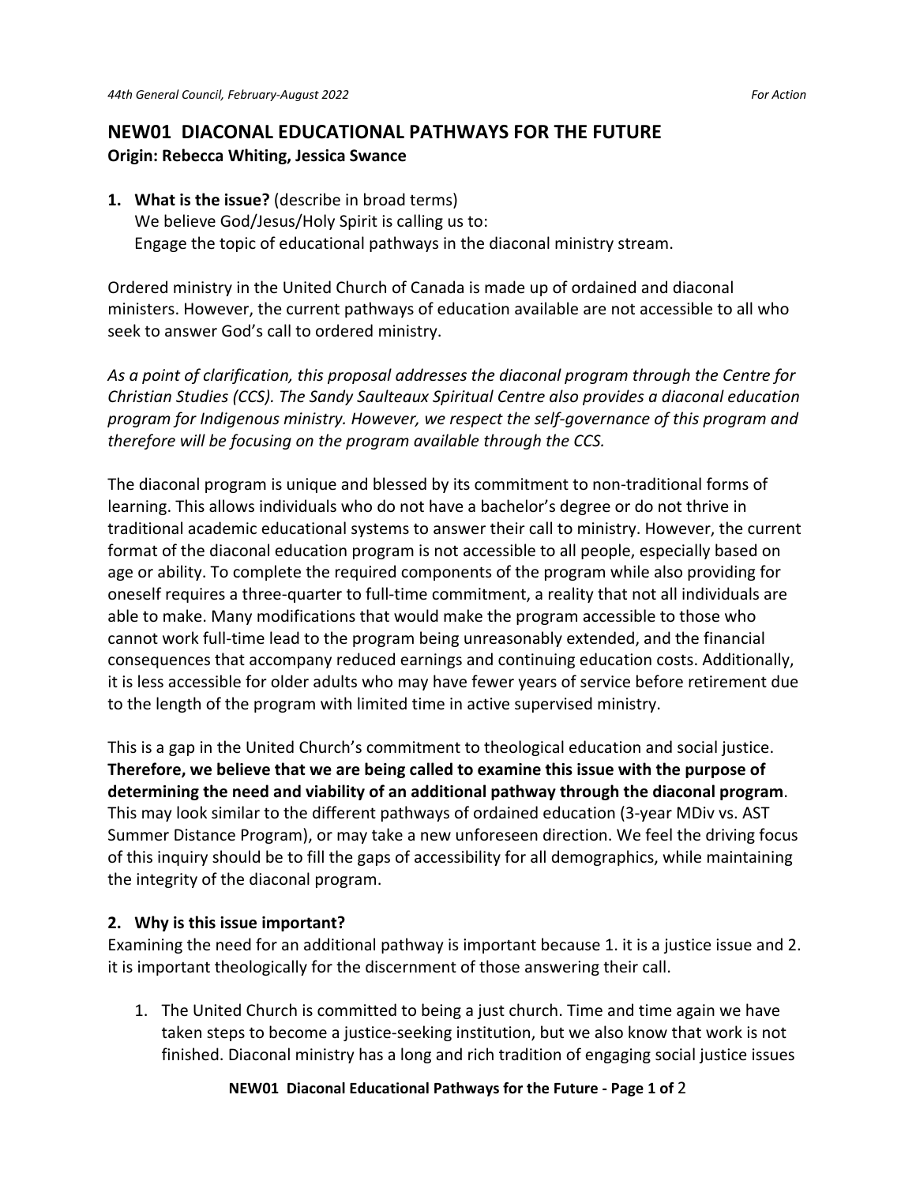## NEW01 DIACONAL EDUCATIONAL PATHWAYS FOR THE FUTURE

**Origin: Rebecca Whiting, Jessica Swance**

1. **What is the issue?** (describe in broad terms)
   We believe God/Jesus/Holy Spirit is calling us to:
   Engage the topic of educational pathways in the diaconal ministry stream.

Ordered ministry in the United Church of Canada is made up of ordained and diaconal ministers. However, the current pathways of education available are not accessible to all who seek to answer God's call to ordered ministry.

*As a point of clarification, this proposal addresses the diaconal program through the Centre for Christian Studies (CCS). The Sandy Saulteaux Spiritual Centre also provides a diaconal education program for Indigenous ministry. However, we respect the self-governance of this program and therefore will be focusing on the program available through the CCS.*

The diaconal program is unique and blessed by its commitment to non-traditional forms of learning. This allows individuals who do not have a bachelor's degree or do not thrive in traditional academic educational systems to answer their call to ministry. However, the current format of the diaconal education program is not accessible to all people, especially based on age or ability. To complete the required components of the program while also providing for oneself requires a three-quarter to full-time commitment, a reality that not all individuals are able to make. Many modifications that would make the program accessible to those who cannot work full-time lead to the program being unreasonably extended, and the financial consequences that accompany reduced earnings and continuing education costs. Additionally, it is less accessible for older adults who may have fewer years of service before retirement due to the length of the program with limited time in active supervised ministry.

This is a gap in the United Church's commitment to theological education and social justice. **Therefore, we believe that we are being called to examine this issue with the purpose of determining the need and viability of an additional pathway through the diaconal program**. This may look similar to the different pathways of ordained education (3-year MDiv vs. AST Summer Distance Program), or may take a new unforeseen direction. We feel the driving focus of this inquiry should be to fill the gaps of accessibility for all demographics, while maintaining the integrity of the diaconal program.

2. **Why is this issue important?**

Examining the need for an additional pathway is important because 1. it is a justice issue and 2. it is important theologically for the discernment of those answering their call.

1. The United Church is committed to being a just church. Time and time again we have taken steps to become a justice-seeking institution, but we also know that work is not finished. Diaconal ministry has a long and rich tradition of engaging social justice issues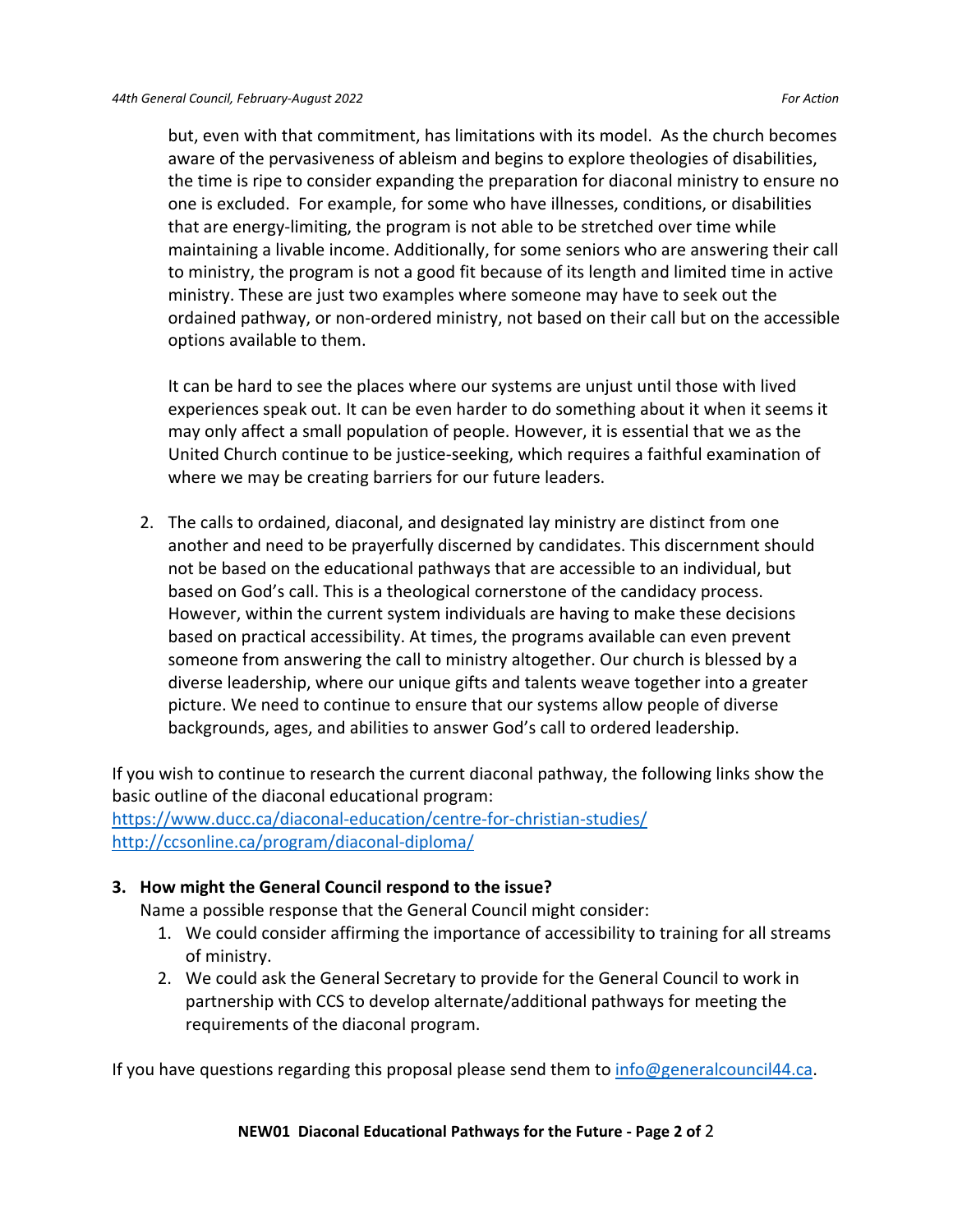but, even with that commitment, has limitations with its model. As the church becomes aware of the pervasiveness of ableism and begins to explore theologies of disabilities, the time is ripe to consider expanding the preparation for diaconal ministry to ensure no one is excluded. For example, for some who have illnesses, conditions, or disabilities that are energy-limiting, the program is not able to be stretched over time while maintaining a livable income. Additionally, for some seniors who are answering their call to ministry, the program is not a good fit because of its length and limited time in active ministry. These are just two examples where someone may have to seek out the ordained pathway, or non-ordered ministry, not based on their call but on the accessible options available to them.

It can be hard to see the places where our systems are unjust until those with lived experiences speak out. It can be even harder to do something about it when it seems it may only affect a small population of people. However, it is essential that we as the United Church continue to be justice-seeking, which requires a faithful examination of where we may be creating barriers for our future leaders.

2. The calls to ordained, diaconal, and designated lay ministry are distinct from one another and need to be prayerfully discerned by candidates. This discernment should not be based on the educational pathways that are accessible to an individual, but based on God's call. This is a theological cornerstone of the candidacy process. However, within the current system individuals are having to make these decisions based on practical accessibility. At times, the programs available can even prevent someone from answering the call to ministry altogether. Our church is blessed by a diverse leadership, where our unique gifts and talents weave together into a greater picture. We need to continue to ensure that our systems allow people of diverse backgrounds, ages, and abilities to answer God's call to ordered leadership.

If you wish to continue to research the current diaconal pathway, the following links show the basic outline of the diaconal educational program:
https://www.ducc.ca/diaconal-education/centre-for-christian-studies/
http://ccsonline.ca/program/diaconal-diploma/

**3. How might the General Council respond to the issue?**

Name a possible response that the General Council might consider:

1. We could consider affirming the importance of accessibility to training for all streams of ministry.
2. We could ask the General Secretary to provide for the General Council to work in partnership with CCS to develop alternate/additional pathways for meeting the requirements of the diaconal program.

If you have questions regarding this proposal please send them to info@generalcouncil44.ca.